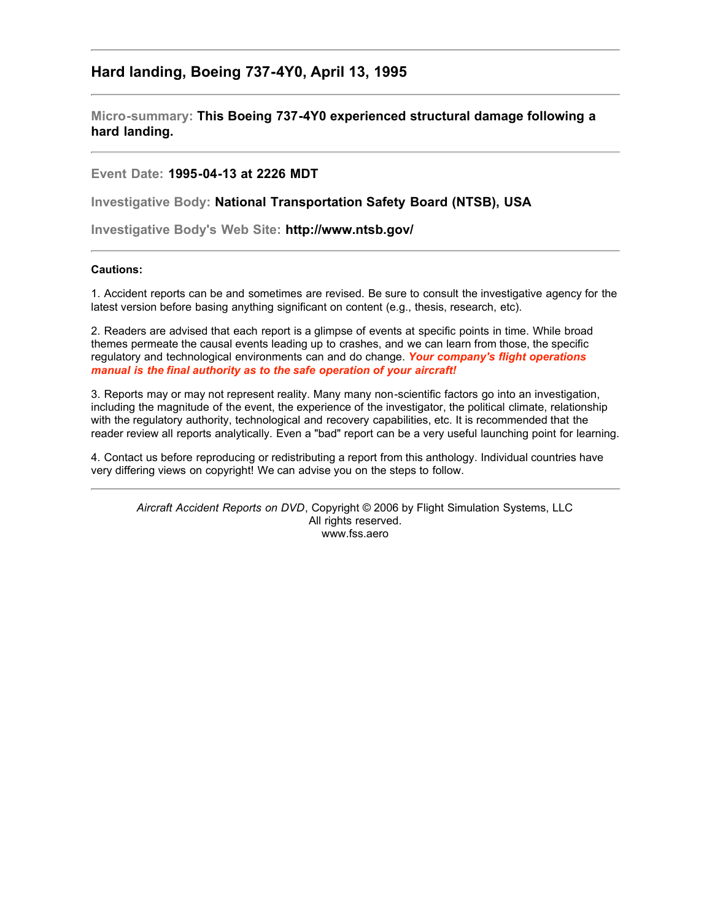# Hard landing, Boeing 737-4Y0, April 13, 1995

**Micro-summary:** **This Boeing 737-4Y0 experienced structural damage following a hard landing.**

**Event Date:** **1995-04-13 at 2226 MDT**

**Investigative Body:** **National Transportation Safety Board (NTSB), USA**

**Investigative Body's Web Site:** **http://www.ntsb.gov/**

**Cautions:**

1. Accident reports can be and sometimes are revised. Be sure to consult the investigative agency for the latest version before basing anything significant on content (e.g., thesis, research, etc).

2. Readers are advised that each report is a glimpse of events at specific points in time. While broad themes permeate the causal events leading up to crashes, and we can learn from those, the specific regulatory and technological environments can and do change. ***Your company's flight operations manual is the final authority as to the safe operation of your aircraft!***

3. Reports may or may not represent reality. Many many non-scientific factors go into an investigation, including the magnitude of the event, the experience of the investigator, the political climate, relationship with the regulatory authority, technological and recovery capabilities, etc. It is recommended that the reader review all reports analytically. Even a "bad" report can be a very useful launching point for learning.

4. Contact us before reproducing or redistributing a report from this anthology. Individual countries have very differing views on copyright! We can advise you on the steps to follow.

*Aircraft Accident Reports on DVD*, Copyright © 2006 by Flight Simulation Systems, LLC
All rights reserved.
www.fss.aero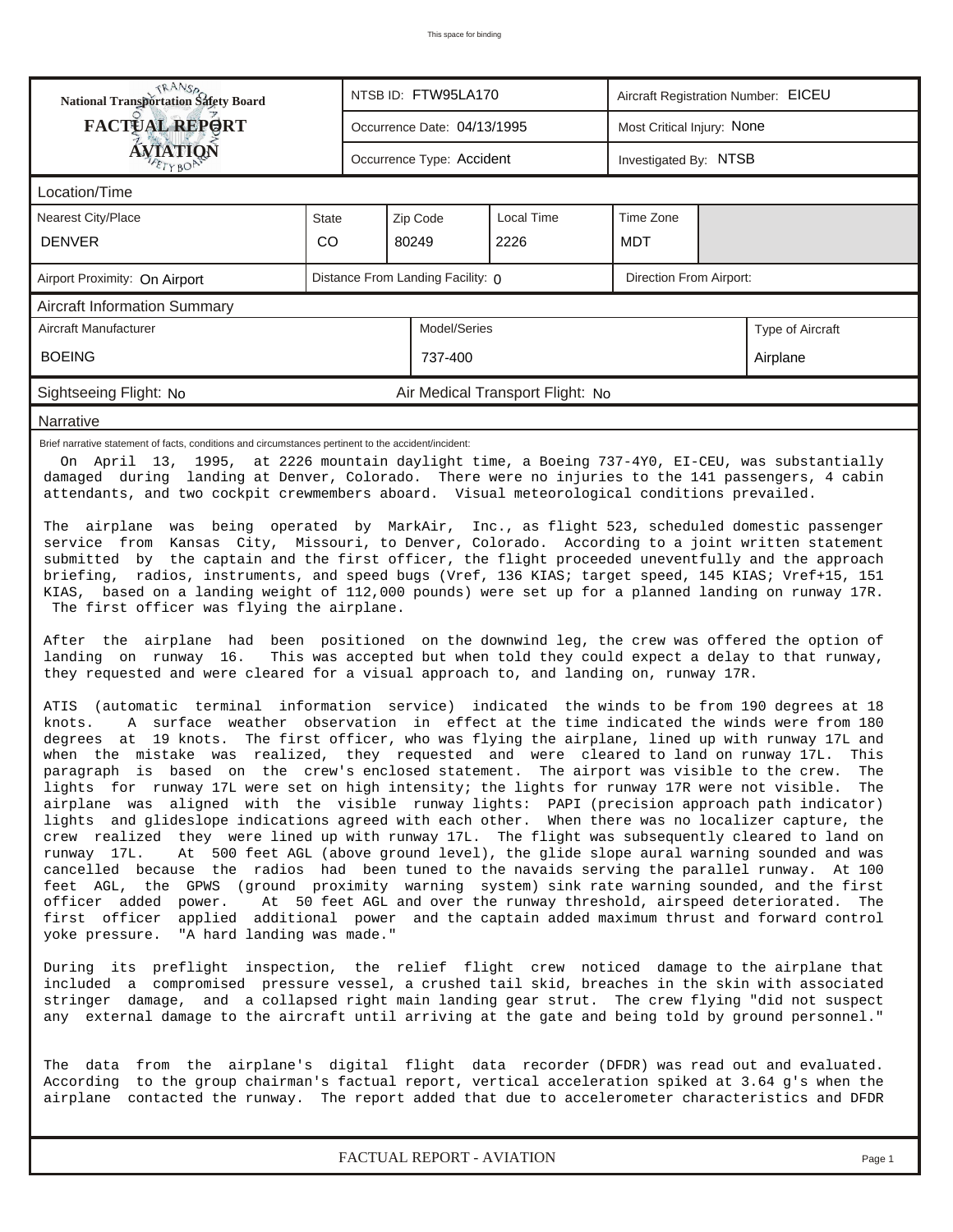This space for binding

| National Transportation Safety Board FACTUAL REPORT AVIATION | NTSB ID: FTW95LA170 | Aircraft Registration Number: EICEU |
|---|---|---|
| | Occurrence Date: 04/13/1995 | Most Critical Injury: None |
| | Occurrence Type: Accident | Investigated By: NTSB |

## Location/Time

| Nearest City/Place | State | Zip Code | Local Time | Time Zone |
|---|---|---|---|---|
| DENVER | CO | 80249 | 2226 | MDT |

| Airport Proximity: On Airport | Distance From Landing Facility: 0 | Direction From Airport: |
|---|---|---|

## Aircraft Information Summary

| Aircraft Manufacturer | Model/Series | Type of Aircraft |
|---|---|---|
| BOEING | 737-400 | Airplane |

| Sightseeing Flight: No | Air Medical Transport Flight: No |
|---|---|

## Narrative

Brief narrative statement of facts, conditions and circumstances pertinent to the accident/incident:

On April 13, 1995, at 2226 mountain daylight time, a Boeing 737-4Y0, EI-CEU, was substantially damaged during landing at Denver, Colorado. There were no injuries to the 141 passengers, 4 cabin attendants, and two cockpit crewmembers aboard. Visual meteorological conditions prevailed.

The airplane was being operated by MarkAir, Inc., as flight 523, scheduled domestic passenger service from Kansas City, Missouri, to Denver, Colorado. According to a joint written statement submitted by the captain and the first officer, the flight proceeded uneventfully and the approach briefing, radios, instruments, and speed bugs (Vref, 136 KIAS; target speed, 145 KIAS; Vref+15, 151 KIAS, based on a landing weight of 112,000 pounds) were set up for a planned landing on runway 17R. The first officer was flying the airplane.

After the airplane had been positioned on the downwind leg, the crew was offered the option of landing on runway 16. This was accepted but when told they could expect a delay to that runway, they requested and were cleared for a visual approach to, and landing on, runway 17R.

ATIS (automatic terminal information service) indicated the winds to be from 190 degrees at 18 knots. A surface weather observation in effect at the time indicated the winds were from 180 degrees at 19 knots. The first officer, who was flying the airplane, lined up with runway 17L and when the mistake was realized, they requested and were cleared to land on runway 17L. This paragraph is based on the crew's enclosed statement. The airport was visible to the crew. The lights for runway 17L were set on high intensity; the lights for runway 17R were not visible. The airplane was aligned with the visible runway lights: PAPI (precision approach path indicator) lights and glideslope indications agreed with each other. When there was no localizer capture, the crew realized they were lined up with runway 17L. The flight was subsequently cleared to land on runway 17L. At 500 feet AGL (above ground level), the glide slope aural warning sounded and was cancelled because the radios had been tuned to the navaids serving the parallel runway. At 100 feet AGL, the GPWS (ground proximity warning system) sink rate warning sounded, and the first officer added power. At 50 feet AGL and over the runway threshold, airspeed deteriorated. The first officer applied additional power and the captain added maximum thrust and forward control yoke pressure. "A hard landing was made."

During its preflight inspection, the relief flight crew noticed damage to the airplane that included a compromised pressure vessel, a crushed tail skid, breaches in the skin with associated stringer damage, and a collapsed right main landing gear strut. The crew flying "did not suspect any external damage to the aircraft until arriving at the gate and being told by ground personnel."

The data from the airplane's digital flight data recorder (DFDR) was read out and evaluated. According to the group chairman's factual report, vertical acceleration spiked at 3.64 g's when the airplane contacted the runway. The report added that due to accelerometer characteristics and DFDR

FACTUAL REPORT - AVIATION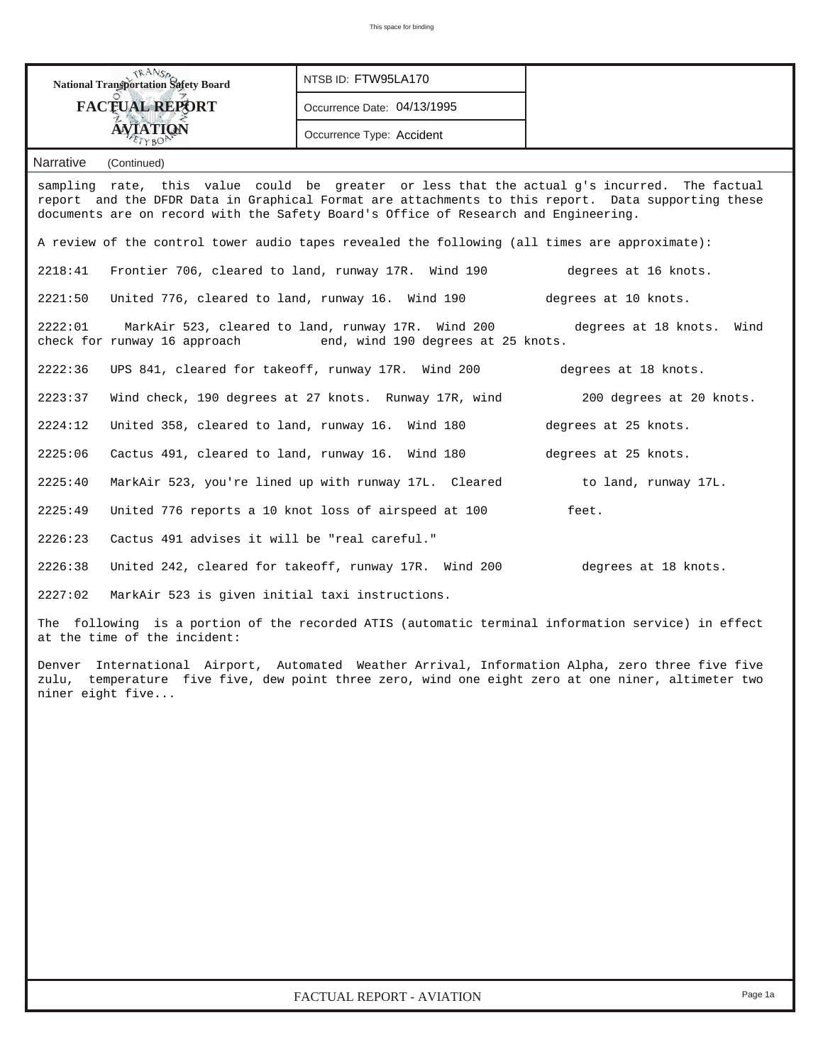**National Transportation Safety Board**

**FACTUAL REPORT**

**AVIATION**

NTSB ID: FTW95LA170

Occurrence Date: 04/13/1995

Occurrence Type: Accident

Narrative (Continued)

sampling rate, this value could be greater or less that the actual g's incurred. The factual report and the DFDR Data in Graphical Format are attachments to this report. Data supporting these documents are on record with the Safety Board's Office of Research and Engineering.

A review of the control tower audio tapes revealed the following (all times are approximate):

2218:41 Frontier 706, cleared to land, runway 17R. Wind 190 degrees at 16 knots.

2221:50 United 776, cleared to land, runway 16. Wind 190 degrees at 10 knots.

2222:01 MarkAir 523, cleared to land, runway 17R. Wind 200 degrees at 18 knots. Wind check for runway 16 approach end, wind 190 degrees at 25 knots.

2222:36 UPS 841, cleared for takeoff, runway 17R. Wind 200 degrees at 18 knots.

2223:37 Wind check, 190 degrees at 27 knots. Runway 17R, wind 200 degrees at 20 knots.

2224:12 United 358, cleared to land, runway 16. Wind 180 degrees at 25 knots.

2225:06 Cactus 491, cleared to land, runway 16. Wind 180 degrees at 25 knots.

2225:40 MarkAir 523, you're lined up with runway 17L. Cleared to land, runway 17L.

2225:49 United 776 reports a 10 knot loss of airspeed at 100 feet.

2226:23 Cactus 491 advises it will be "real careful."

2226:38 United 242, cleared for takeoff, runway 17R. Wind 200 degrees at 18 knots.

2227:02 MarkAir 523 is given initial taxi instructions.

The following is a portion of the recorded ATIS (automatic terminal information service) in effect at the time of the incident:

Denver International Airport, Automated Weather Arrival, Information Alpha, zero three five five zulu, temperature five five, dew point three zero, wind one eight zero at one niner, altimeter two niner eight five...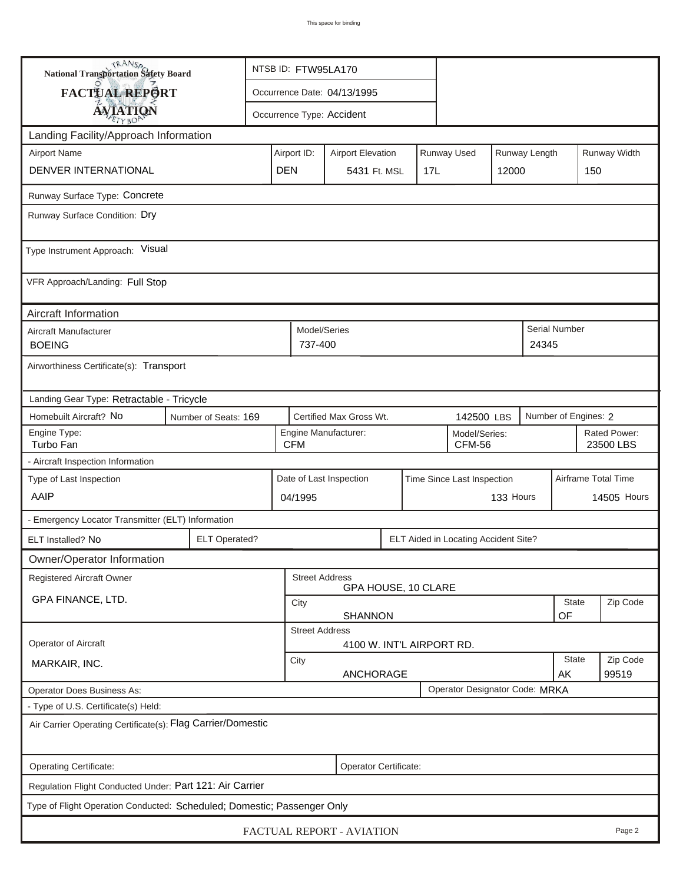This space for binding

**National Transportation Safety Board**
**FACTUAL REPORT**
**AVIATION**

| NTSB ID: FTW95LA170 |
|---|
| Occurrence Date: 04/13/1995 |
| Occurrence Type: Accident |

## Landing Facility/Approach Information

| Airport Name | Airport ID: | Airport Elevation | Runway Used | Runway Length | Runway Width |
|---|---|---|---|---|---|
| DENVER INTERNATIONAL | DEN | 5431 Ft. MSL | 17L | 12000 | 150 |

Runway Surface Type: Concrete

Runway Surface Condition: Dry

Type Instrument Approach: Visual

VFR Approach/Landing: Full Stop

## Aircraft Information

| Aircraft Manufacturer | Model/Series | Serial Number |
|---|---|---|
| BOEING | 737-400 | 24345 |

Airworthiness Certificate(s): Transport

Landing Gear Type: Retractable - Tricycle

| Homebuilt Aircraft? No | Number of Seats: 169 | Certified Max Gross Wt. 142500 LBS | Number of Engines: 2 |
|---|---|---|---|

| Engine Type: | Engine Manufacturer: | Model/Series: | Rated Power: |
|---|---|---|---|
| Turbo Fan | CFM | CFM-56 | 23500 LBS |

- Aircraft Inspection Information

| Type of Last Inspection | Date of Last Inspection | Time Since Last Inspection | Airframe Total Time |
|---|---|---|---|
| AAIP | 04/1995 | 133 Hours | 14505 Hours |

- Emergency Locator Transmitter (ELT) Information

| ELT Installed? No | ELT Operated? | ELT Aided in Locating Accident Site? |
|---|---|---|

## Owner/Operator Information

| Registered Aircraft Owner | Street Address | | |
|---|---|---|---|
| GPA FINANCE, LTD. | GPA HOUSE, 10 CLARE | | |
| | City | State | Zip Code |
| | SHANNON | OF | |

| Operator of Aircraft | Street Address | | |
|---|---|---|---|
| MARKAIR, INC. | 4100 W. INT'L AIRPORT RD. | | |
| | City | State | Zip Code |
| | ANCHORAGE | AK | 99519 |

Operator Does Business As:

Operator Designator Code: MRKA

- Type of U.S. Certificate(s) Held:

Air Carrier Operating Certificate(s): Flag Carrier/Domestic

Operating Certificate:

Operator Certificate:

Regulation Flight Conducted Under: Part 121: Air Carrier

Type of Flight Operation Conducted: Scheduled; Domestic; Passenger Only

FACTUAL REPORT - AVIATION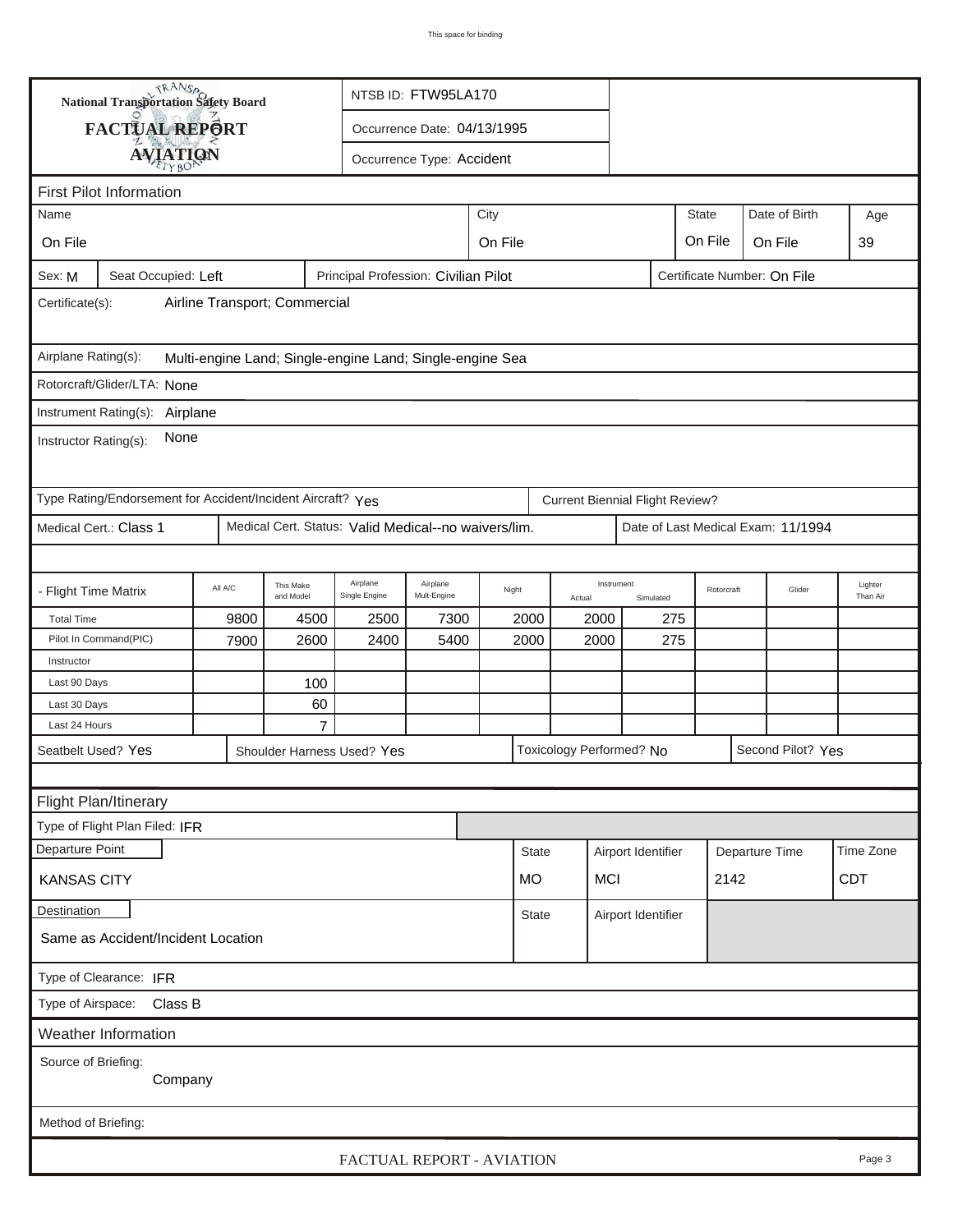This space for binding

**National Transportation Safety Board**

**FACTUAL REPORT**

**AVIATION**

NTSB ID: FTW95LA170

Occurrence Date: 04/13/1995

Occurrence Type: Accident

## First Pilot Information

| Name | City | State | Date of Birth | Age |
|---|---|---|---|---|
| On File | On File | On File | On File | 39 |

Sex: M | Seat Occupied: Left | Principal Profession: Civilian Pilot | Certificate Number: On File

Certificate(s): Airline Transport; Commercial

Airplane Rating(s): Multi-engine Land; Single-engine Land; Single-engine Sea

Rotorcraft/Glider/LTA: None

Instrument Rating(s): Airplane

Instructor Rating(s): None

Type Rating/Endorsement for Accident/Incident Aircraft? Yes | Current Biennial Flight Review?

Medical Cert.: Class 1 | Medical Cert. Status: Valid Medical--no waivers/lim. | Date of Last Medical Exam: 11/1994

| - Flight Time Matrix | All A/C | This Make and Model | Airplane Single Engine | Airplane Mult-Engine | Night | Instrument Actual | Instrument Simulated | Rotorcraft | Glider | Lighter Than Air |
|---|---|---|---|---|---|---|---|---|---|---|
| Total Time | 9800 | 4500 | 2500 | 7300 | 2000 | 2000 | 275 | | | |
| Pilot In Command(PIC) | 7900 | 2600 | 2400 | 5400 | 2000 | 2000 | 275 | | | |
| Instructor | | | | | | | | | | |
| Last 90 Days | | 100 | | | | | | | | |
| Last 30 Days | | 60 | | | | | | | | |
| Last 24 Hours | | 7 | | | | | | | | |

Seatbelt Used? Yes | Shoulder Harness Used? Yes | Toxicology Performed? No | Second Pilot? Yes

## Flight Plan/Itinerary

Type of Flight Plan Filed: IFR

| Departure Point | State | Airport Identifier | Departure Time | Time Zone |
|---|---|---|---|---|
| KANSAS CITY | MO | MCI | 2142 | CDT |

| Destination | State | Airport Identifier |
|---|---|---|
| Same as Accident/Incident Location | | |

Type of Clearance: IFR

Type of Airspace: Class B

## Weather Information

Source of Briefing: Company

Method of Briefing:

FACTUAL REPORT - AVIATION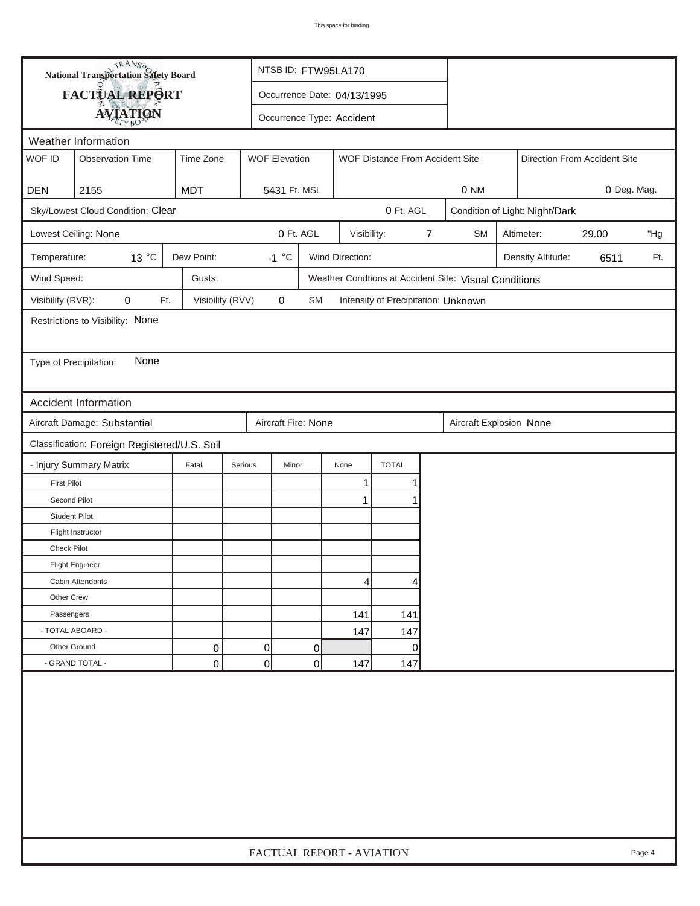# National Transportation Safety Board
## FACTUAL REPORT
## AVIATION

NTSB ID: FTW95LA170

Occurrence Date: 04/13/1995

Occurrence Type: Accident

### Weather Information

| WOF ID | Observation Time | Time Zone | WOF Elevation | WOF Distance From Accident Site | Direction From Accident Site |
|---|---|---|---|---|---|
| DEN | 2155 | MDT | 5431 Ft. MSL | 0 NM | 0 Deg. Mag. |

Sky/Lowest Cloud Condition: Clear — 0 Ft. AGL

Condition of Light: Night/Dark

Lowest Ceiling: None — 0 Ft. AGL

Visibility: 7 SM

Altimeter: 29.00 "Hg

Temperature: 13 °C

Dew Point: -1 °C

Wind Direction:

Density Altitude: 6511 Ft.

Wind Speed:

Gusts:

Weather Condtions at Accident Site: Visual Conditions

Visibility (RVR): 0 Ft.

Visibility (RVV) 0 SM

Intensity of Precipitation: Unknown

Restrictions to Visibility: None

Type of Precipitation: None

### Accident Information

Aircraft Damage: Substantial

Aircraft Fire: None

Aircraft Explosion None

Classification: Foreign Registered/U.S. Soil

| - Injury Summary Matrix | Fatal | Serious | Minor | None | TOTAL |
|---|---|---|---|---|---|
| First Pilot | | | | 1 | 1 |
| Second Pilot | | | | 1 | 1 |
| Student Pilot | | | | | |
| Flight Instructor | | | | | |
| Check Pilot | | | | | |
| Flight Engineer | | | | | |
| Cabin Attendants | | | | 4 | 4 |
| Other Crew | | | | | |
| Passengers | | | | 141 | 141 |
| - TOTAL ABOARD - | | | | 147 | 147 |
| Other Ground | 0 | 0 | 0 | | 0 |
| - GRAND TOTAL - | 0 | 0 | 0 | 147 | 147 |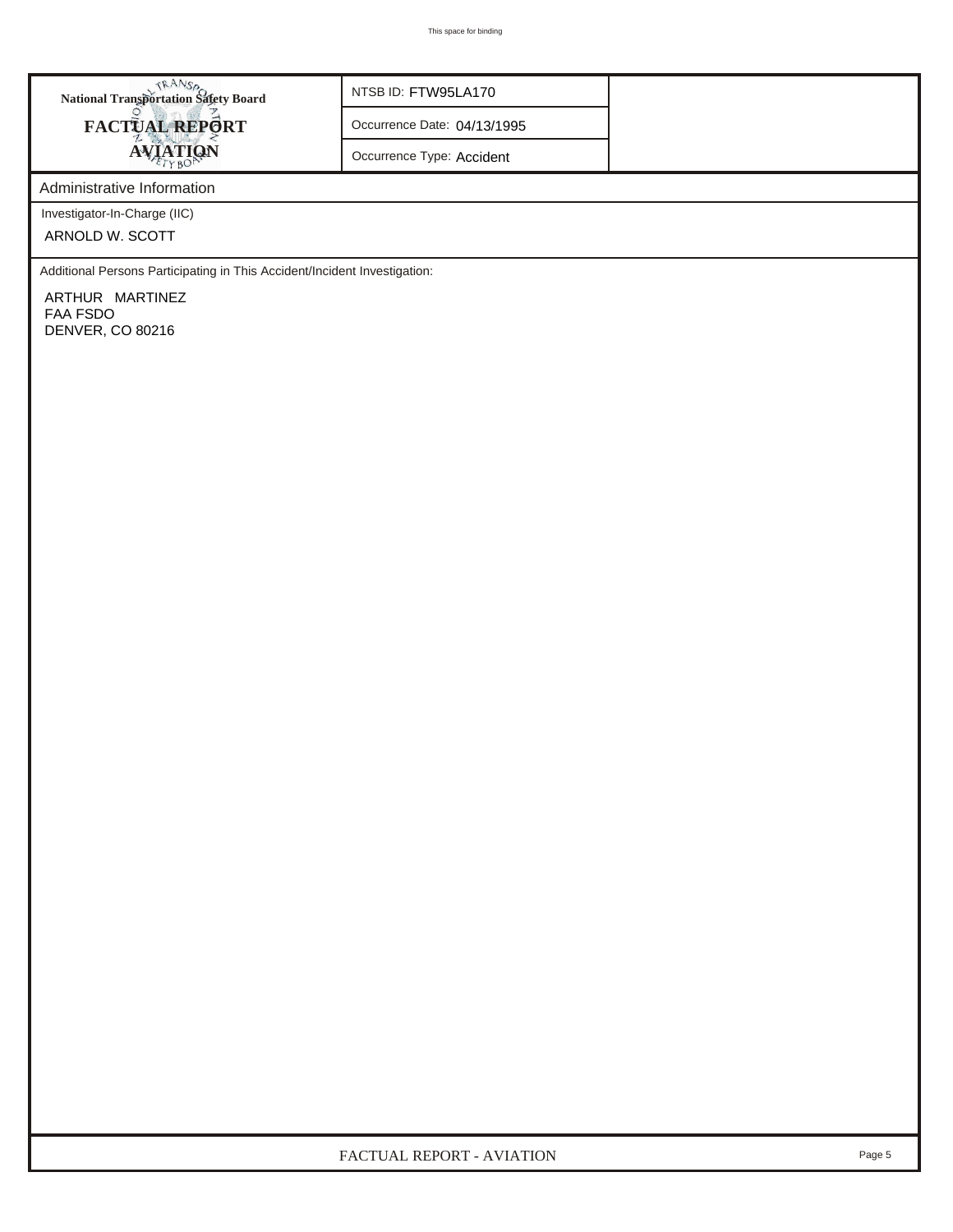National Transportation Safety Board

**FACTUAL REPORT**

**AVIATION**

| | |
|---|---|
| NTSB ID: FTW95LA170 | |
| Occurrence Date: 04/13/1995 | |
| Occurrence Type: Accident | |

## Administrative Information

Investigator-In-Charge (IIC)

ARNOLD W. SCOTT

Additional Persons Participating in This Accident/Incident Investigation:

ARTHUR MARTINEZ
FAA FSDO
DENVER, CO 80216